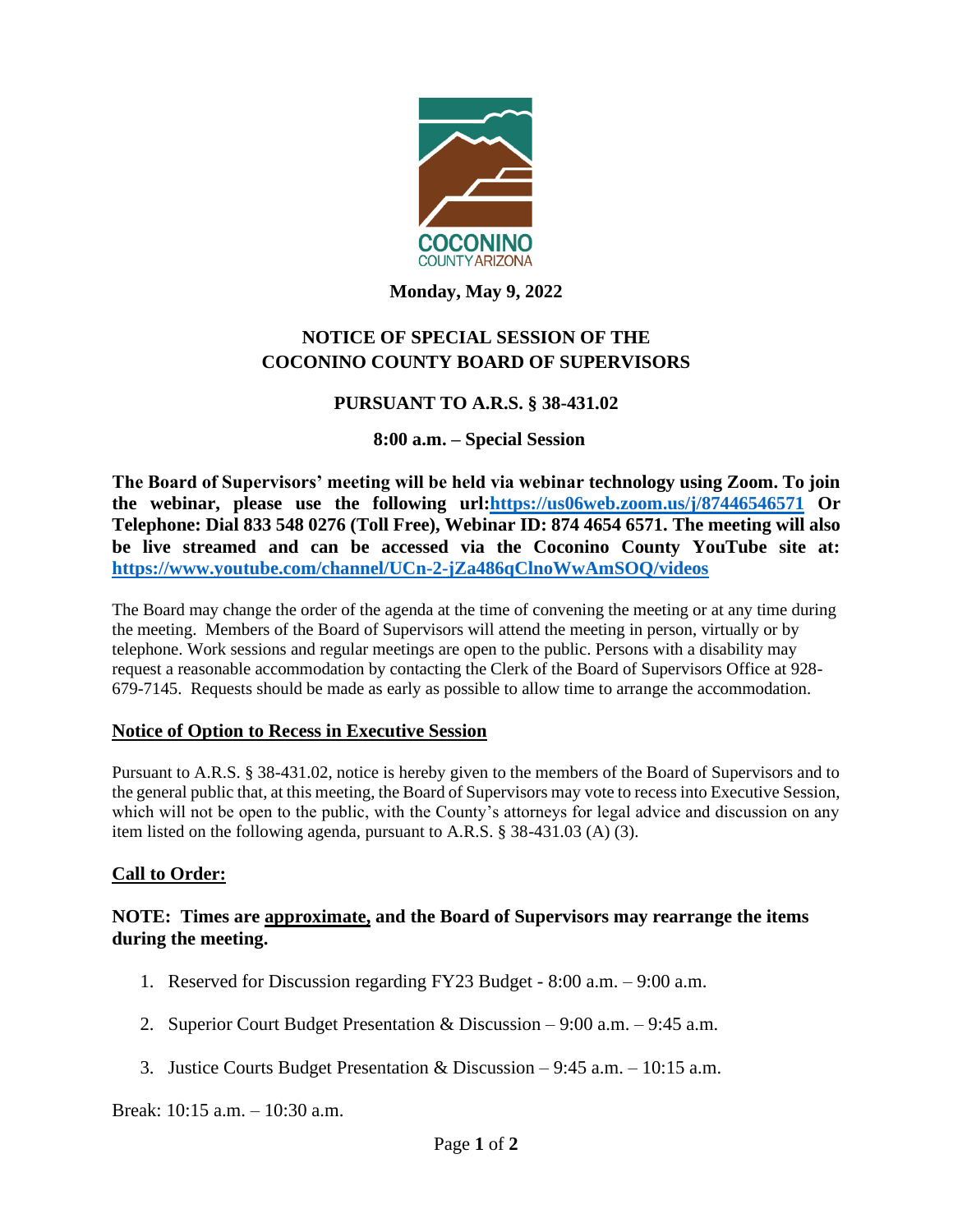COCONINO
COUNTY ARIZONA

**Monday, May 9, 2022**

## NOTICE OF SPECIAL SESSION OF THE COCONINO COUNTY BOARD OF SUPERVISORS

### PURSUANT TO A.R.S. § 38-431.02

### 8:00 a.m. – Special Session

**The Board of Supervisors' meeting will be held via webinar technology using Zoom. To join the webinar, please use the following url:https://us06web.zoom.us/j/87446546571 Or Telephone: Dial 833 548 0276 (Toll Free), Webinar ID: 874 4654 6571. The meeting will also be live streamed and can be accessed via the Coconino County YouTube site at: https://www.youtube.com/channel/UCn-2-jZa486qClnoWwAmSOQ/videos**

The Board may change the order of the agenda at the time of convening the meeting or at any time during the meeting. Members of the Board of Supervisors will attend the meeting in person, virtually or by telephone. Work sessions and regular meetings are open to the public. Persons with a disability may request a reasonable accommodation by contacting the Clerk of the Board of Supervisors Office at 928-679-7145. Requests should be made as early as possible to allow time to arrange the accommodation.

**Notice of Option to Recess in Executive Session**

Pursuant to A.R.S. § 38-431.02, notice is hereby given to the members of the Board of Supervisors and to the general public that, at this meeting, the Board of Supervisors may vote to recess into Executive Session, which will not be open to the public, with the County's attorneys for legal advice and discussion on any item listed on the following agenda, pursuant to A.R.S. § 38-431.03 (A) (3).

**Call to Order:**

**NOTE: Times are approximate, and the Board of Supervisors may rearrange the items during the meeting.**

1. Reserved for Discussion regarding FY23 Budget - 8:00 a.m. – 9:00 a.m.
2. Superior Court Budget Presentation & Discussion – 9:00 a.m. – 9:45 a.m.
3. Justice Courts Budget Presentation & Discussion – 9:45 a.m. – 10:15 a.m.

Break: 10:15 a.m. – 10:30 a.m.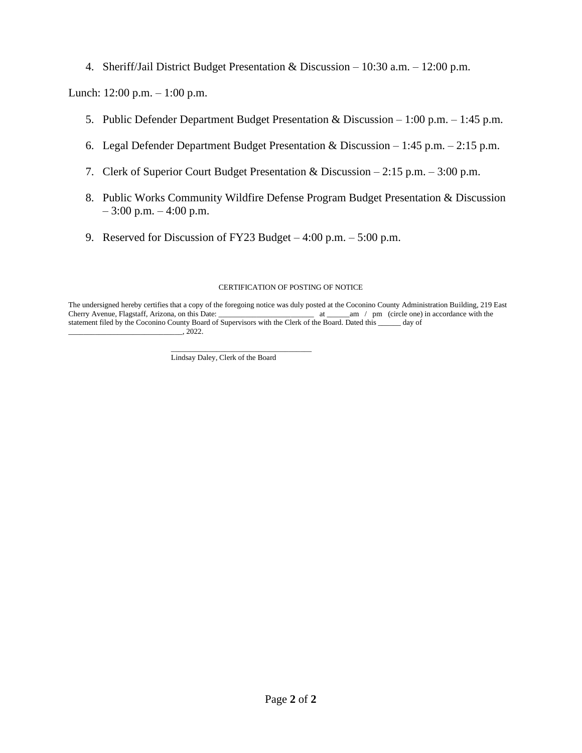4. Sheriff/Jail District Budget Presentation & Discussion – 10:30 a.m. – 12:00 p.m.

Lunch: 12:00 p.m. – 1:00 p.m.

5. Public Defender Department Budget Presentation & Discussion – 1:00 p.m. – 1:45 p.m.

6. Legal Defender Department Budget Presentation & Discussion – 1:45 p.m. – 2:15 p.m.

7. Clerk of Superior Court Budget Presentation & Discussion – 2:15 p.m. – 3:00 p.m.

8. Public Works Community Wildfire Defense Program Budget Presentation & Discussion – 3:00 p.m. – 4:00 p.m.

9. Reserved for Discussion of FY23 Budget – 4:00 p.m. – 5:00 p.m.

CERTIFICATION OF POSTING OF NOTICE

The undersigned hereby certifies that a copy of the foregoing notice was duly posted at the Coconino County Administration Building, 219 East Cherry Avenue, Flagstaff, Arizona, on this Date: _________________________ at ______am / pm (circle one) in accordance with the statement filed by the Coconino County Board of Supervisors with the Clerk of the Board. Dated this ______ day of _____________________________, 2022.

___________________________________
Lindsay Daley, Clerk of the Board